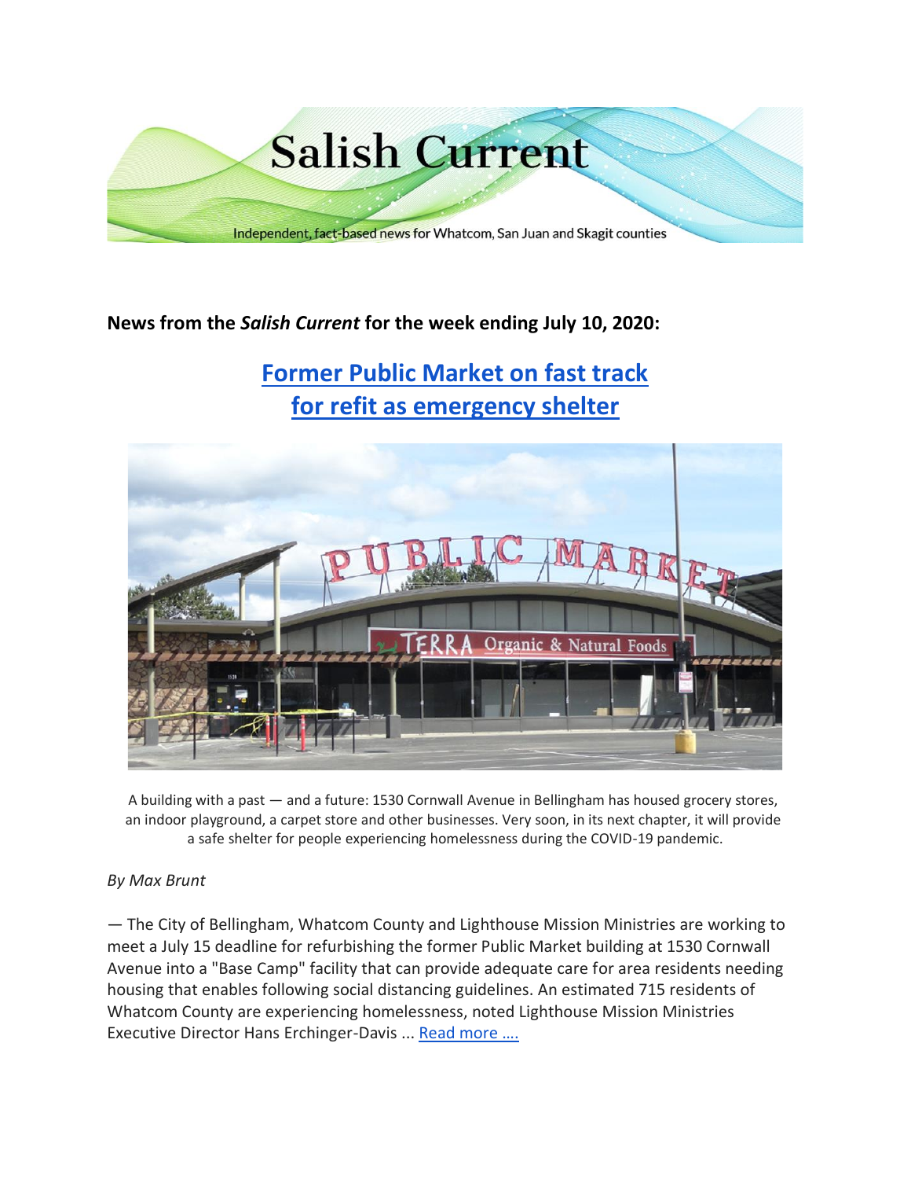# Salish Current

Independent, fact-based news for Whatcom, San Juan and Skagit counties

**News from the *Salish Current* for the week ending July 10, 2020:**

## Former Public Market on fast track for refit as emergency shelter

A building with a past — and a future: 1530 Cornwall Avenue in Bellingham has housed grocery stores, an indoor playground, a carpet store and other businesses. Very soon, in its next chapter, it will provide a safe shelter for people experiencing homelessness during the COVID-19 pandemic.

*By Max Brunt*

— The City of Bellingham, Whatcom County and Lighthouse Mission Ministries are working to meet a July 15 deadline for refurbishing the former Public Market building at 1530 Cornwall Avenue into a "Base Camp" facility that can provide adequate care for area residents needing housing that enables following social distancing guidelines. An estimated 715 residents of Whatcom County are experiencing homelessness, noted Lighthouse Mission Ministries Executive Director Hans Erchinger-Davis ... Read more ….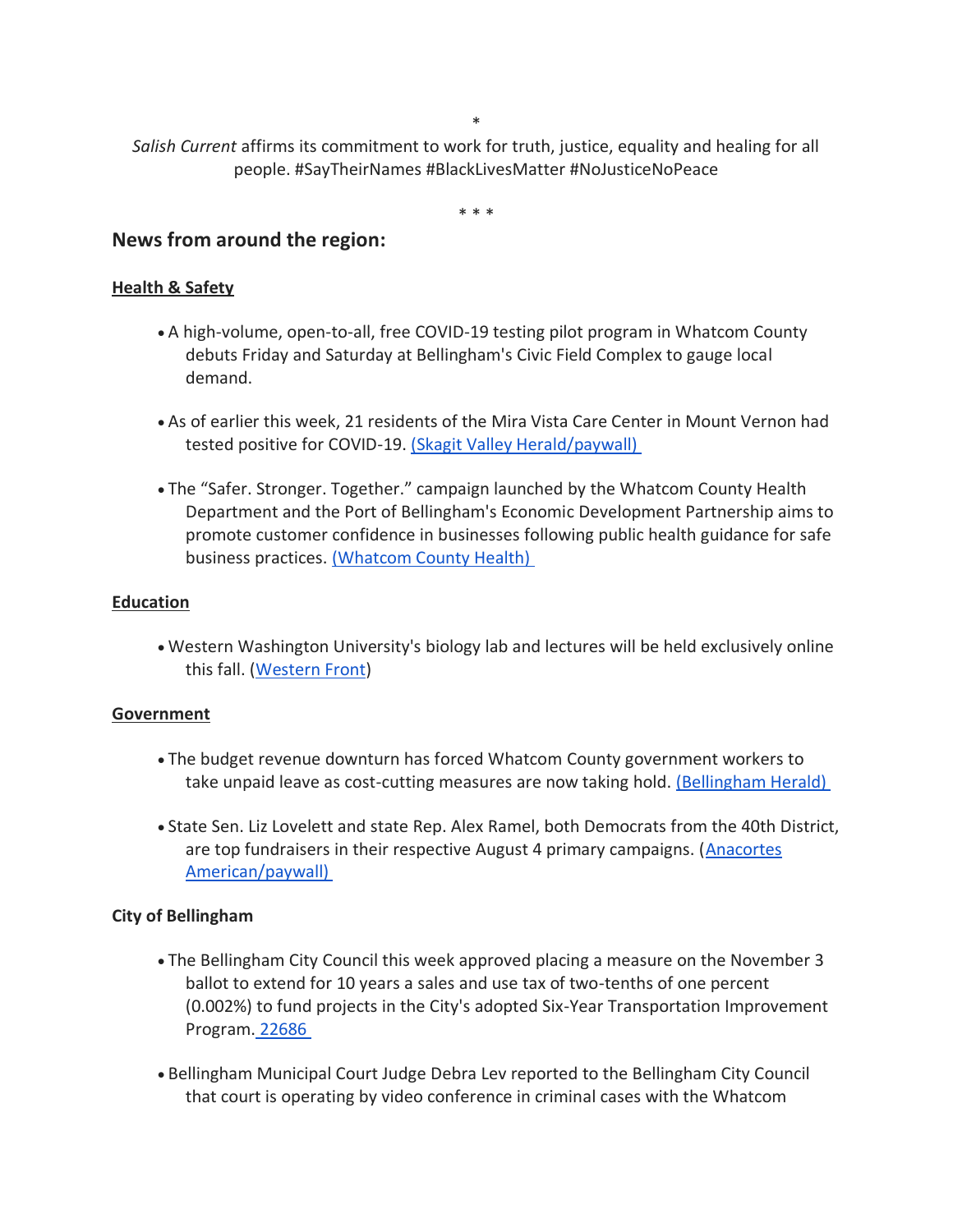*

*Salish Current* affirms its commitment to work for truth, justice, equality and healing for all people. #SayTheirNames #BlackLivesMatter #NoJusticeNoPeace

* * *

## News from around the region:

### Health & Safety

- A high-volume, open-to-all, free COVID-19 testing pilot program in Whatcom County debuts Friday and Saturday at Bellingham's Civic Field Complex to gauge local demand.

- As of earlier this week, 21 residents of the Mira Vista Care Center in Mount Vernon had tested positive for COVID-19. (Skagit Valley Herald/paywall)

- The "Safer. Stronger. Together." campaign launched by the Whatcom County Health Department and the Port of Bellingham's Economic Development Partnership aims to promote customer confidence in businesses following public health guidance for safe business practices. (Whatcom County Health)

### Education

- Western Washington University's biology lab and lectures will be held exclusively online this fall. (Western Front)

### Government

- The budget revenue downturn has forced Whatcom County government workers to take unpaid leave as cost-cutting measures are now taking hold. (Bellingham Herald)

- State Sen. Liz Lovelett and state Rep. Alex Ramel, both Democrats from the 40th District, are top fundraisers in their respective August 4 primary campaigns. (Anacortes American/paywall)

### City of Bellingham

- The Bellingham City Council this week approved placing a measure on the November 3 ballot to extend for 10 years a sales and use tax of two-tenths of one percent (0.002%) to fund projects in the City's adopted Six-Year Transportation Improvement Program. 22686

- Bellingham Municipal Court Judge Debra Lev reported to the Bellingham City Council that court is operating by video conference in criminal cases with the Whatcom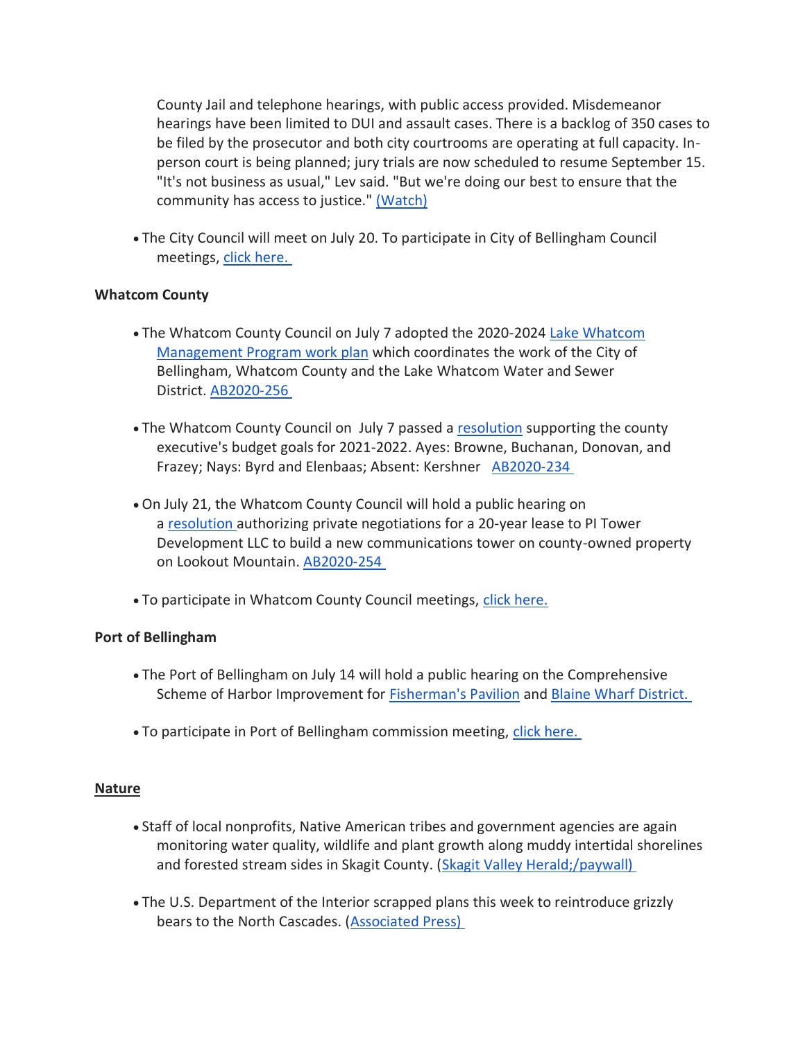County Jail and telephone hearings, with public access provided. Misdemeanor hearings have been limited to DUI and assault cases. There is a backlog of 350 cases to be filed by the prosecutor and both city courtrooms are operating at full capacity. In-person court is being planned; jury trials are now scheduled to resume September 15. "It's not business as usual," Lev said. "But we're doing our best to ensure that the community has access to justice." (Watch)

- The City Council will meet on July 20. To participate in City of Bellingham Council meetings, click here.

**Whatcom County**

- The Whatcom County Council on July 7 adopted the 2020-2024 Lake Whatcom Management Program work plan which coordinates the work of the City of Bellingham, Whatcom County and the Lake Whatcom Water and Sewer District. AB2020-256

- The Whatcom County Council on July 7 passed a resolution supporting the county executive's budget goals for 2021-2022. Ayes: Browne, Buchanan, Donovan, and Frazey; Nays: Byrd and Elenbaas; Absent: Kershner AB2020-234

- On July 21, the Whatcom County Council will hold a public hearing on a resolution authorizing private negotiations for a 20-year lease to PI Tower Development LLC to build a new communications tower on county-owned property on Lookout Mountain. AB2020-254

- To participate in Whatcom County Council meetings, click here.

**Port of Bellingham**

- The Port of Bellingham on July 14 will hold a public hearing on the Comprehensive Scheme of Harbor Improvement for Fisherman's Pavilion and Blaine Wharf District.

- To participate in Port of Bellingham commission meeting, click here.

**Nature**

- Staff of local nonprofits, Native American tribes and government agencies are again monitoring water quality, wildlife and plant growth along muddy intertidal shorelines and forested stream sides in Skagit County. (Skagit Valley Herald;/paywall)

- The U.S. Department of the Interior scrapped plans this week to reintroduce grizzly bears to the North Cascades. (Associated Press)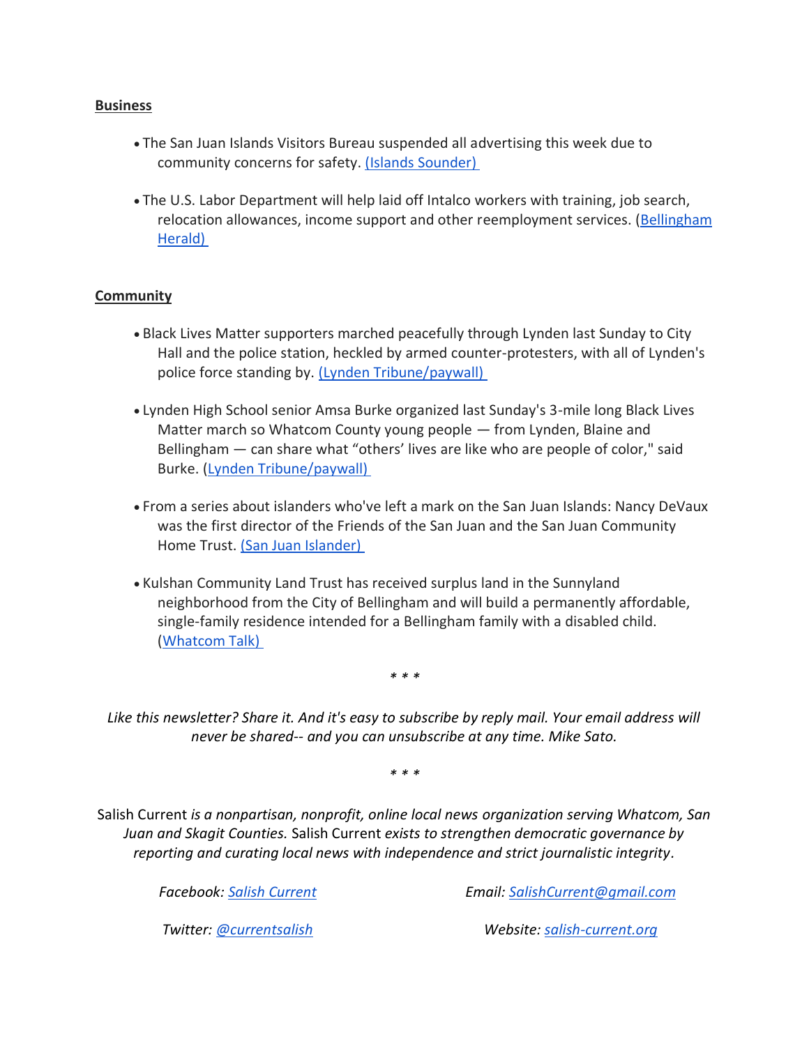**Business**

- The San Juan Islands Visitors Bureau suspended all advertising this week due to community concerns for safety. (Islands Sounder)

- The U.S. Labor Department will help laid off Intalco workers with training, job search, relocation allowances, income support and other reemployment services. (Bellingham Herald)

**Community**

- Black Lives Matter supporters marched peacefully through Lynden last Sunday to City Hall and the police station, heckled by armed counter-protesters, with all of Lynden's police force standing by. (Lynden Tribune/paywall)

- Lynden High School senior Amsa Burke organized last Sunday's 3-mile long Black Lives Matter march so Whatcom County young people — from Lynden, Blaine and Bellingham — can share what "others' lives are like who are people of color," said Burke. (Lynden Tribune/paywall)

- From a series about islanders who've left a mark on the San Juan Islands: Nancy DeVaux was the first director of the Friends of the San Juan and the San Juan Community Home Trust. (San Juan Islander)

- Kulshan Community Land Trust has received surplus land in the Sunnyland neighborhood from the City of Bellingham and will build a permanently affordable, single-family residence intended for a Bellingham family with a disabled child. (Whatcom Talk)

\* \* \*

*Like this newsletter? Share it. And it's easy to subscribe by reply mail. Your email address will never be shared-- and you can unsubscribe at any time. Mike Sato.*

\* \* \*

Salish Current *is a nonpartisan, nonprofit, online local news organization serving Whatcom, San Juan and Skagit Counties.* Salish Current *exists to strengthen democratic governance by reporting and curating local news with independence and strict journalistic integrity*.

*Facebook:* Salish Current

*Email:* SalishCurrent@gmail.com

*Twitter:* @currentsalish

*Website:* salish-current.org